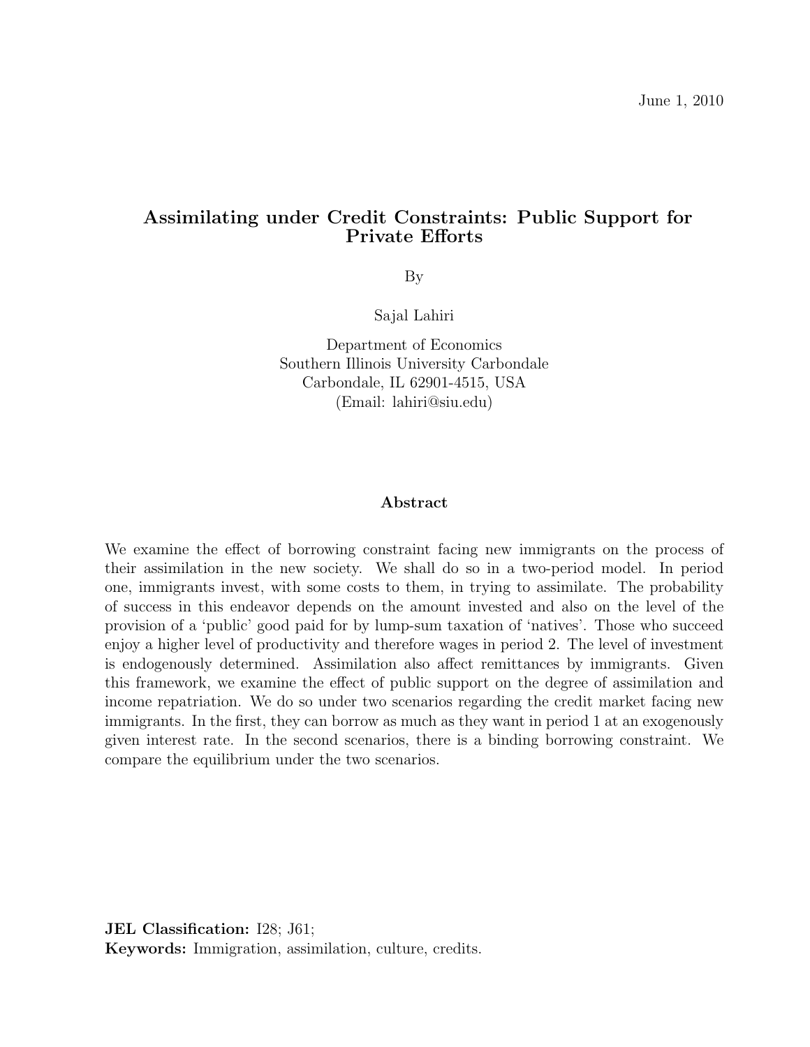June 1, 2010

# Assimilating under Credit Constraints: Public Support for Private Efforts

By

Sajal Lahiri

Department of Economics
Southern Illinois University Carbondale
Carbondale, IL 62901-4515, USA
(Email: lahiri@siu.edu)

## Abstract

We examine the effect of borrowing constraint facing new immigrants on the process of their assimilation in the new society. We shall do so in a two-period model. In period one, immigrants invest, with some costs to them, in trying to assimilate. The probability of success in this endeavor depends on the amount invested and also on the level of the provision of a 'public' good paid for by lump-sum taxation of 'natives'. Those who succeed enjoy a higher level of productivity and therefore wages in period 2. The level of investment is endogenously determined. Assimilation also affect remittances by immigrants. Given this framework, we examine the effect of public support on the degree of assimilation and income repatriation. We do so under two scenarios regarding the credit market facing new immigrants. In the first, they can borrow as much as they want in period 1 at an exogenously given interest rate. In the second scenarios, there is a binding borrowing constraint. We compare the equilibrium under the two scenarios.

**JEL Classification:** I28; J61;
**Keywords:** Immigration, assimilation, culture, credits.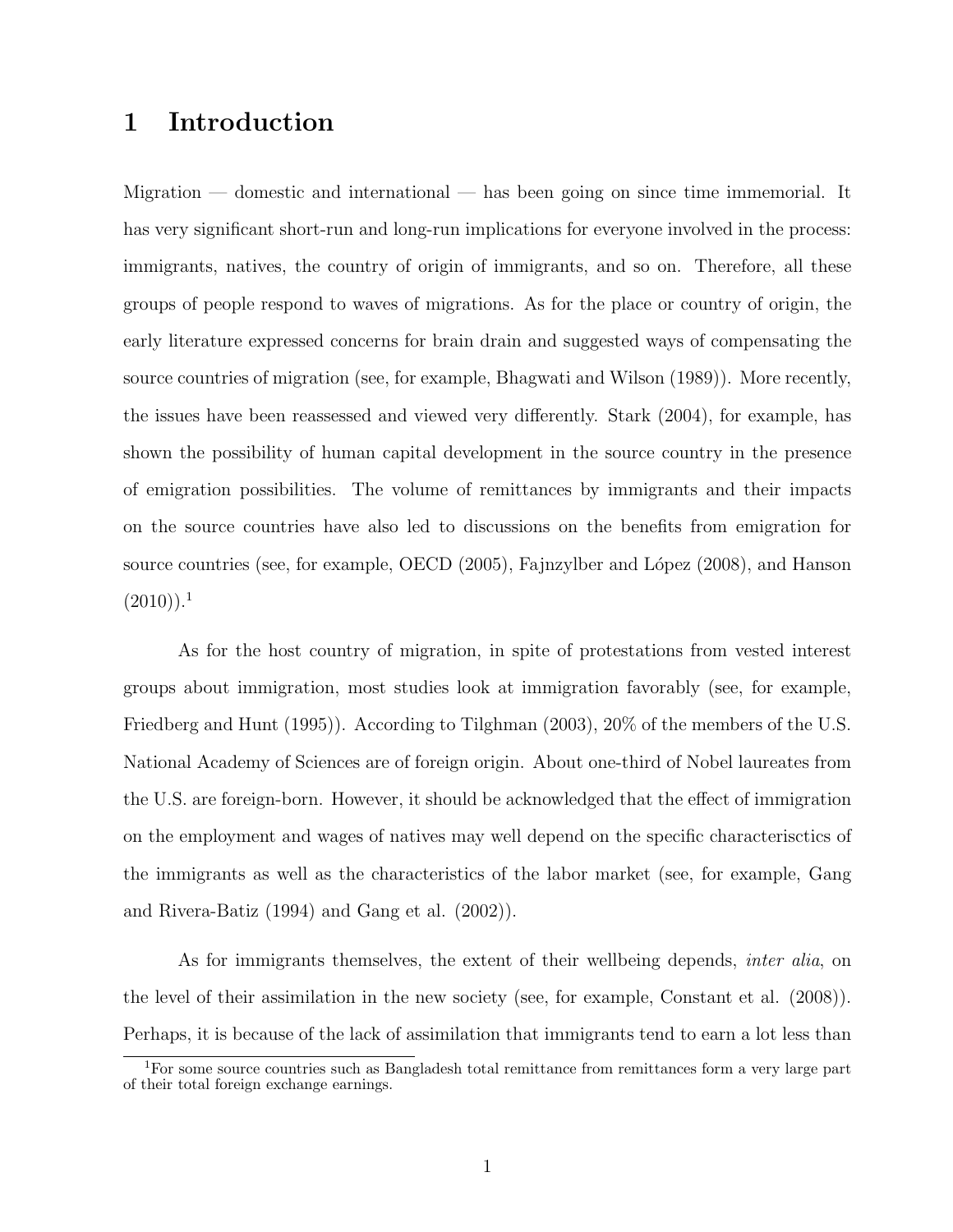# 1 Introduction

Migration — domestic and international — has been going on since time immemorial. It has very significant short-run and long-run implications for everyone involved in the process: immigrants, natives, the country of origin of immigrants, and so on. Therefore, all these groups of people respond to waves of migrations. As for the place or country of origin, the early literature expressed concerns for brain drain and suggested ways of compensating the source countries of migration (see, for example, Bhagwati and Wilson (1989)). More recently, the issues have been reassessed and viewed very differently. Stark (2004), for example, has shown the possibility of human capital development in the source country in the presence of emigration possibilities. The volume of remittances by immigrants and their impacts on the source countries have also led to discussions on the benefits from emigration for source countries (see, for example, OECD (2005), Fajnzylber and López (2008), and Hanson (2010)).[1]

As for the host country of migration, in spite of protestations from vested interest groups about immigration, most studies look at immigration favorably (see, for example, Friedberg and Hunt (1995)). According to Tilghman (2003), 20% of the members of the U.S. National Academy of Sciences are of foreign origin. About one-third of Nobel laureates from the U.S. are foreign-born. However, it should be acknowledged that the effect of immigration on the employment and wages of natives may well depend on the specific characterisctics of the immigrants as well as the characteristics of the labor market (see, for example, Gang and Rivera-Batiz (1994) and Gang et al. (2002)).

As for immigrants themselves, the extent of their wellbeing depends, *inter alia*, on the level of their assimilation in the new society (see, for example, Constant et al. (2008)). Perhaps, it is because of the lack of assimilation that immigrants tend to earn a lot less than

[1] For some source countries such as Bangladesh total remittance from remittances form a very large part of their total foreign exchange earnings.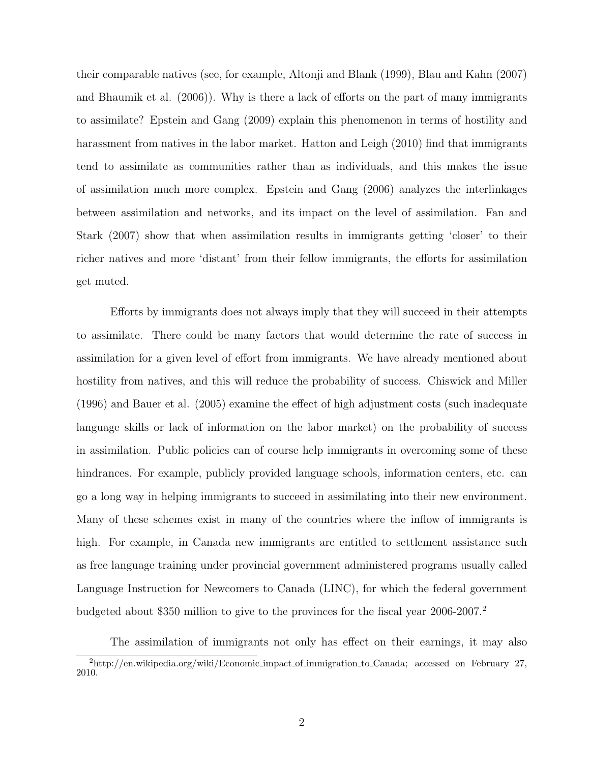their comparable natives (see, for example, Altonji and Blank (1999), Blau and Kahn (2007) and Bhaumik et al. (2006)). Why is there a lack of efforts on the part of many immigrants to assimilate? Epstein and Gang (2009) explain this phenomenon in terms of hostility and harassment from natives in the labor market. Hatton and Leigh (2010) find that immigrants tend to assimilate as communities rather than as individuals, and this makes the issue of assimilation much more complex. Epstein and Gang (2006) analyzes the interlinkages between assimilation and networks, and its impact on the level of assimilation. Fan and Stark (2007) show that when assimilation results in immigrants getting 'closer' to their richer natives and more 'distant' from their fellow immigrants, the efforts for assimilation get muted.

Efforts by immigrants does not always imply that they will succeed in their attempts to assimilate. There could be many factors that would determine the rate of success in assimilation for a given level of effort from immigrants. We have already mentioned about hostility from natives, and this will reduce the probability of success. Chiswick and Miller (1996) and Bauer et al. (2005) examine the effect of high adjustment costs (such inadequate language skills or lack of information on the labor market) on the probability of success in assimilation. Public policies can of course help immigrants in overcoming some of these hindrances. For example, publicly provided language schools, information centers, etc. can go a long way in helping immigrants to succeed in assimilating into their new environment. Many of these schemes exist in many of the countries where the inflow of immigrants is high. For example, in Canada new immigrants are entitled to settlement assistance such as free language training under provincial government administered programs usually called Language Instruction for Newcomers to Canada (LINC), for which the federal government budgeted about \$350 million to give to the provinces for the fiscal year 2006-2007.[2]

The assimilation of immigrants not only has effect on their earnings, it may also

[2] http://en.wikipedia.org/wiki/Economic_impact_of_immigration_to_Canada; accessed on February 27, 2010.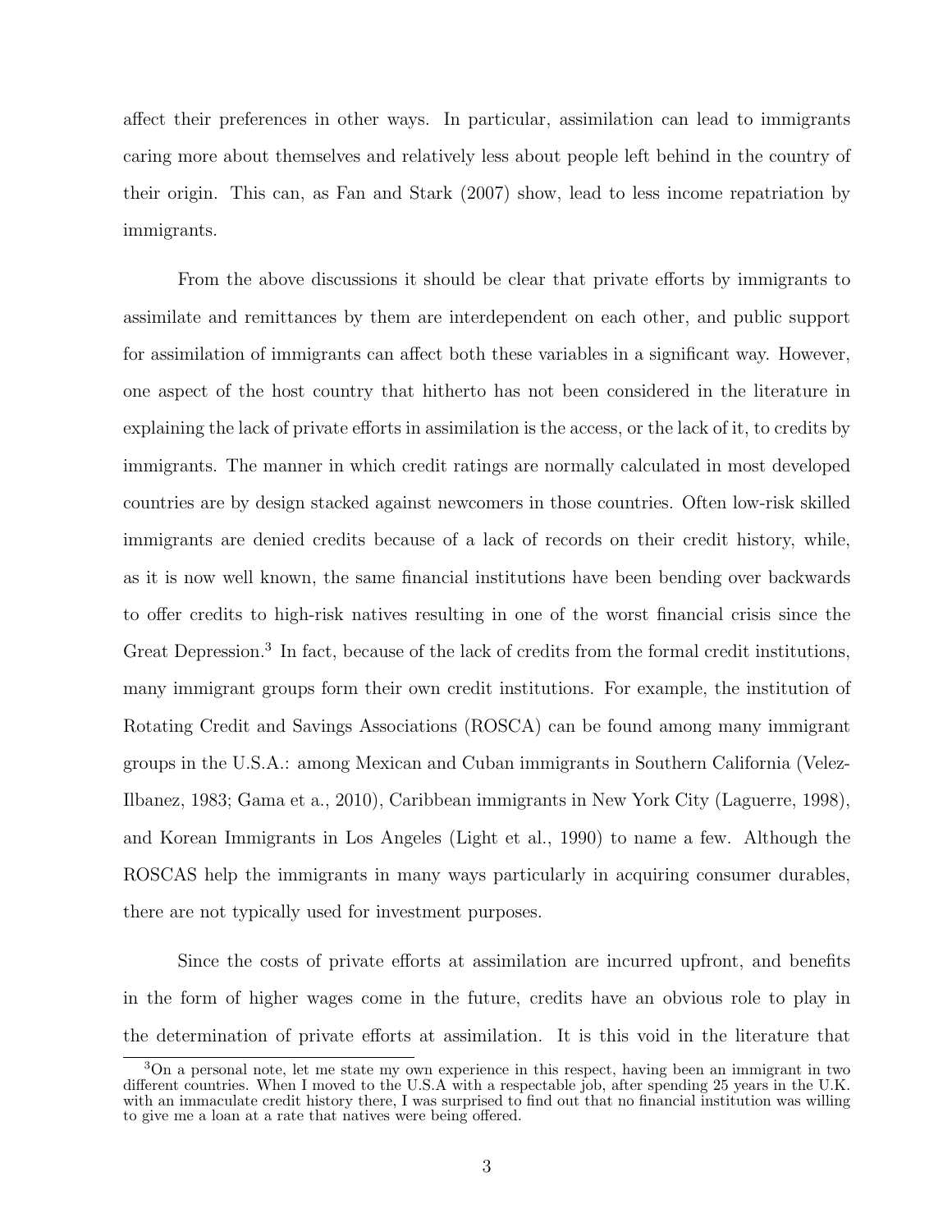affect their preferences in other ways. In particular, assimilation can lead to immigrants caring more about themselves and relatively less about people left behind in the country of their origin. This can, as Fan and Stark (2007) show, lead to less income repatriation by immigrants.

From the above discussions it should be clear that private efforts by immigrants to assimilate and remittances by them are interdependent on each other, and public support for assimilation of immigrants can affect both these variables in a significant way. However, one aspect of the host country that hitherto has not been considered in the literature in explaining the lack of private efforts in assimilation is the access, or the lack of it, to credits by immigrants. The manner in which credit ratings are normally calculated in most developed countries are by design stacked against newcomers in those countries. Often low-risk skilled immigrants are denied credits because of a lack of records on their credit history, while, as it is now well known, the same financial institutions have been bending over backwards to offer credits to high-risk natives resulting in one of the worst financial crisis since the Great Depression.[3] In fact, because of the lack of credits from the formal credit institutions, many immigrant groups form their own credit institutions. For example, the institution of Rotating Credit and Savings Associations (ROSCA) can be found among many immigrant groups in the U.S.A.: among Mexican and Cuban immigrants in Southern California (Velez-Ilbanez, 1983; Gama et a., 2010), Caribbean immigrants in New York City (Laguerre, 1998), and Korean Immigrants in Los Angeles (Light et al., 1990) to name a few. Although the ROSCAS help the immigrants in many ways particularly in acquiring consumer durables, there are not typically used for investment purposes.

Since the costs of private efforts at assimilation are incurred upfront, and benefits in the form of higher wages come in the future, credits have an obvious role to play in the determination of private efforts at assimilation. It is this void in the literature that

[3] On a personal note, let me state my own experience in this respect, having been an immigrant in two different countries. When I moved to the U.S.A with a respectable job, after spending 25 years in the U.K. with an immaculate credit history there, I was surprised to find out that no financial institution was willing to give me a loan at a rate that natives were being offered.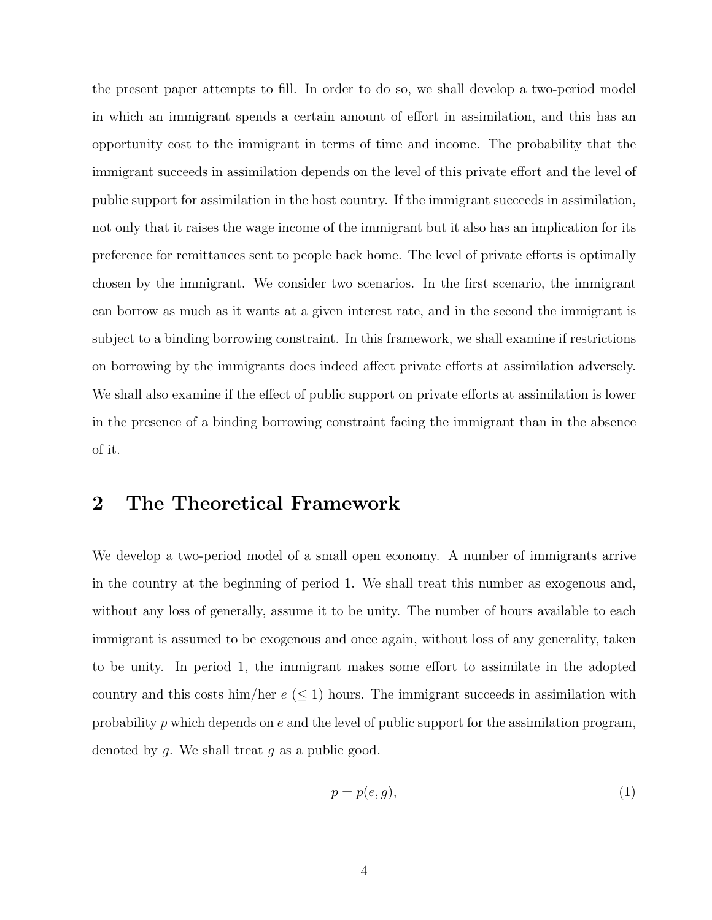the present paper attempts to fill. In order to do so, we shall develop a two-period model in which an immigrant spends a certain amount of effort in assimilation, and this has an opportunity cost to the immigrant in terms of time and income. The probability that the immigrant succeeds in assimilation depends on the level of this private effort and the level of public support for assimilation in the host country. If the immigrant succeeds in assimilation, not only that it raises the wage income of the immigrant but it also has an implication for its preference for remittances sent to people back home. The level of private efforts is optimally chosen by the immigrant. We consider two scenarios. In the first scenario, the immigrant can borrow as much as it wants at a given interest rate, and in the second the immigrant is subject to a binding borrowing constraint. In this framework, we shall examine if restrictions on borrowing by the immigrants does indeed affect private efforts at assimilation adversely. We shall also examine if the effect of public support on private efforts at assimilation is lower in the presence of a binding borrowing constraint facing the immigrant than in the absence of it.

## 2 The Theoretical Framework

We develop a two-period model of a small open economy. A number of immigrants arrive in the country at the beginning of period 1. We shall treat this number as exogenous and, without any loss of generally, assume it to be unity. The number of hours available to each immigrant is assumed to be exogenous and once again, without loss of any generality, taken to be unity. In period 1, the immigrant makes some effort to assimilate in the adopted country and this costs him/her $e$ ($\leq 1$) hours. The immigrant succeeds in assimilation with probability $p$ which depends on $e$ and the level of public support for the assimilation program, denoted by $g$. We shall treat $g$ as a public good.

$$p = p(e, g), \tag{1}$$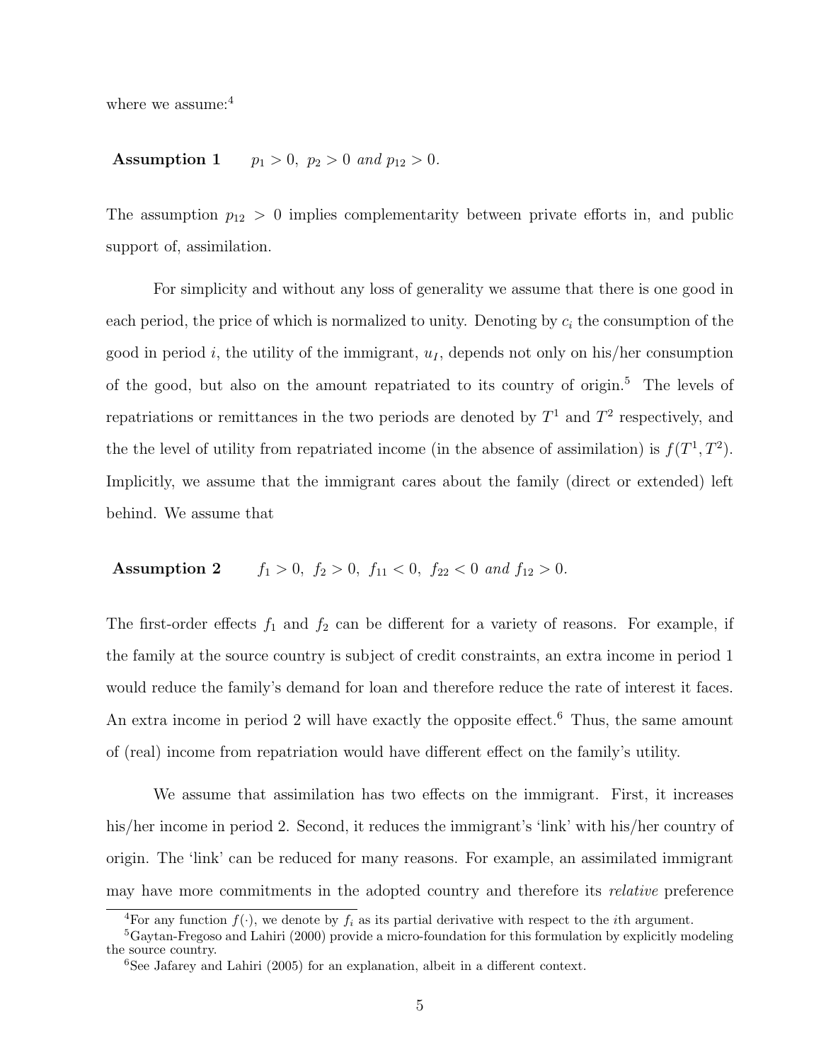where we assume:[4]

**Assumption 1** $p_1 > 0,\ p_2 > 0$ *and* $p_{12} > 0$.

The assumption $p_{12} > 0$ implies complementarity between private efforts in, and public support of, assimilation.

For simplicity and without any loss of generality we assume that there is one good in each period, the price of which is normalized to unity. Denoting by $c_i$ the consumption of the good in period $i$, the utility of the immigrant, $u_I$, depends not only on his/her consumption of the good, but also on the amount repatriated to its country of origin.[5] The levels of repatriations or remittances in the two periods are denoted by $T^1$ and $T^2$ respectively, and the the level of utility from repatriated income (in the absence of assimilation) is $f(T^1, T^2)$. Implicitly, we assume that the immigrant cares about the family (direct or extended) left behind. We assume that

**Assumption 2** $f_1 > 0,\ f_2 > 0,\ f_{11} < 0,\ f_{22} < 0$ *and* $f_{12} > 0$.

The first-order effects $f_1$ and $f_2$ can be different for a variety of reasons. For example, if the family at the source country is subject of credit constraints, an extra income in period 1 would reduce the family's demand for loan and therefore reduce the rate of interest it faces. An extra income in period 2 will have exactly the opposite effect.[6] Thus, the same amount of (real) income from repatriation would have different effect on the family's utility.

We assume that assimilation has two effects on the immigrant. First, it increases his/her income in period 2. Second, it reduces the immigrant's 'link' with his/her country of origin. The 'link' can be reduced for many reasons. For example, an assimilated immigrant may have more commitments in the adopted country and therefore its *relative* preference

[4] For any function $f(\cdot)$, we denote by $f_i$ as its partial derivative with respect to the $i$th argument.

[5] Gaytan-Fregoso and Lahiri (2000) provide a micro-foundation for this formulation by explicitly modeling the source country.

[6] See Jafarey and Lahiri (2005) for an explanation, albeit in a different context.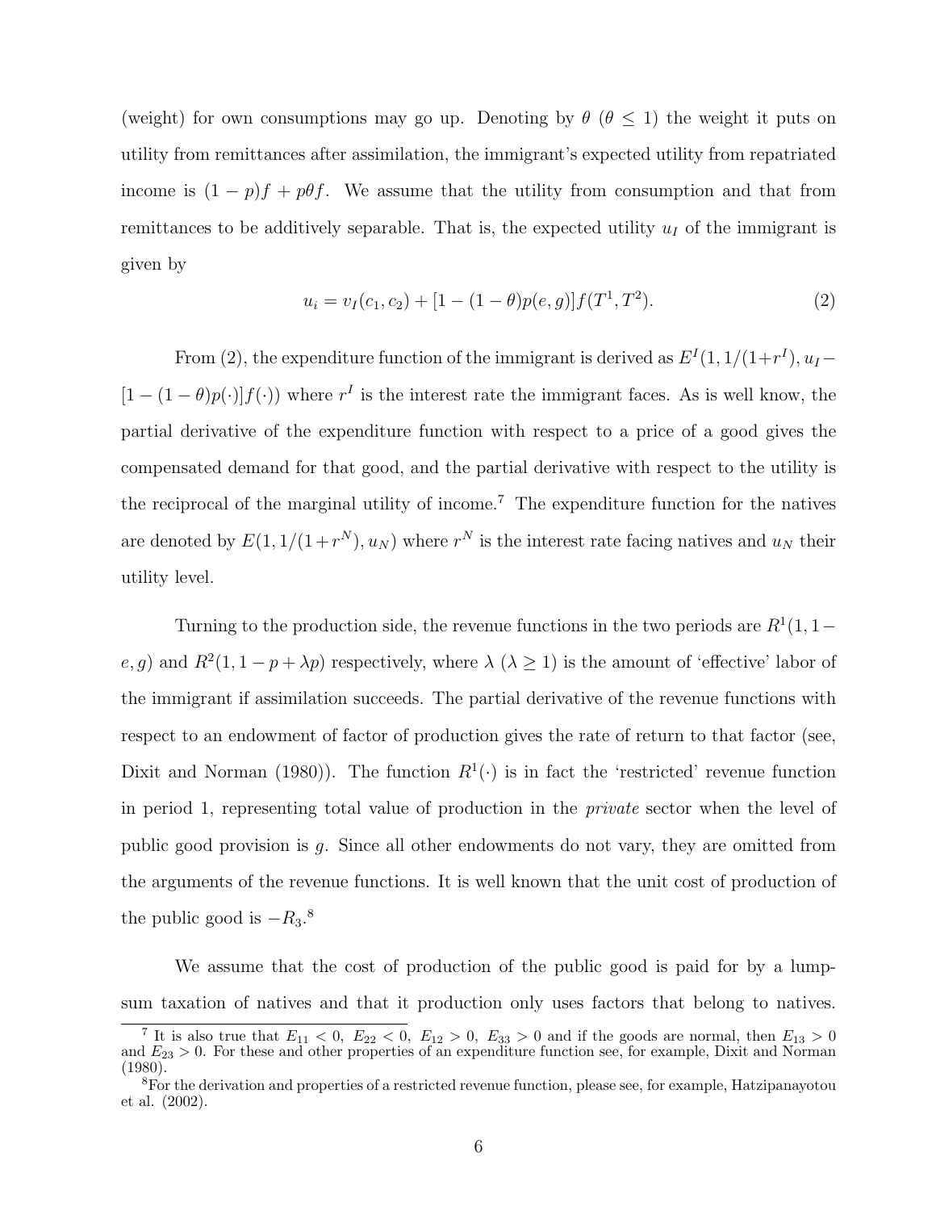(weight) for own consumptions may go up. Denoting by $\theta$ ($\theta \leq 1$) the weight it puts on utility from remittances after assimilation, the immigrant's expected utility from repatriated income is $(1-p)f + p\theta f$. We assume that the utility from consumption and that from remittances to be additively separable. That is, the expected utility $u_I$ of the immigrant is given by

$$u_i = v_I(c_1, c_2) + [1 - (1-\theta)p(e, g)]f(T^1, T^2). \tag{2}$$

From (2), the expenditure function of the immigrant is derived as $E^I(1, 1/(1+r^I), u_I - [1-(1-\theta)p(\cdot)]f(\cdot))$ where $r^I$ is the interest rate the immigrant faces. As is well know, the partial derivative of the expenditure function with respect to a price of a good gives the compensated demand for that good, and the partial derivative with respect to the utility is the reciprocal of the marginal utility of income.[7] The expenditure function for the natives are denoted by $E(1, 1/(1+r^N), u_N)$ where $r^N$ is the interest rate facing natives and $u_N$ their utility level.

Turning to the production side, the revenue functions in the two periods are $R^1(1, 1-e, g)$ and $R^2(1, 1-p+\lambda p)$ respectively, where $\lambda$ ($\lambda \geq 1$) is the amount of 'effective' labor of the immigrant if assimilation succeeds. The partial derivative of the revenue functions with respect to an endowment of factor of production gives the rate of return to that factor (see, Dixit and Norman (1980)). The function $R^1(\cdot)$ is in fact the 'restricted' revenue function in period 1, representing total value of production in the *private* sector when the level of public good provision is $g$. Since all other endowments do not vary, they are omitted from the arguments of the revenue functions. It is well known that the unit cost of production of the public good is $-R_3$.[8]

We assume that the cost of production of the public good is paid for by a lump-sum taxation of natives and that it production only uses factors that belong to natives.

[7] It is also true that $E_{11} < 0$, $E_{22} < 0$, $E_{12} > 0$, $E_{33} > 0$ and if the goods are normal, then $E_{13} > 0$ and $E_{23} > 0$. For these and other properties of an expenditure function see, for example, Dixit and Norman (1980).

[8] For the derivation and properties of a restricted revenue function, please see, for example, Hatzipanayotou et al. (2002).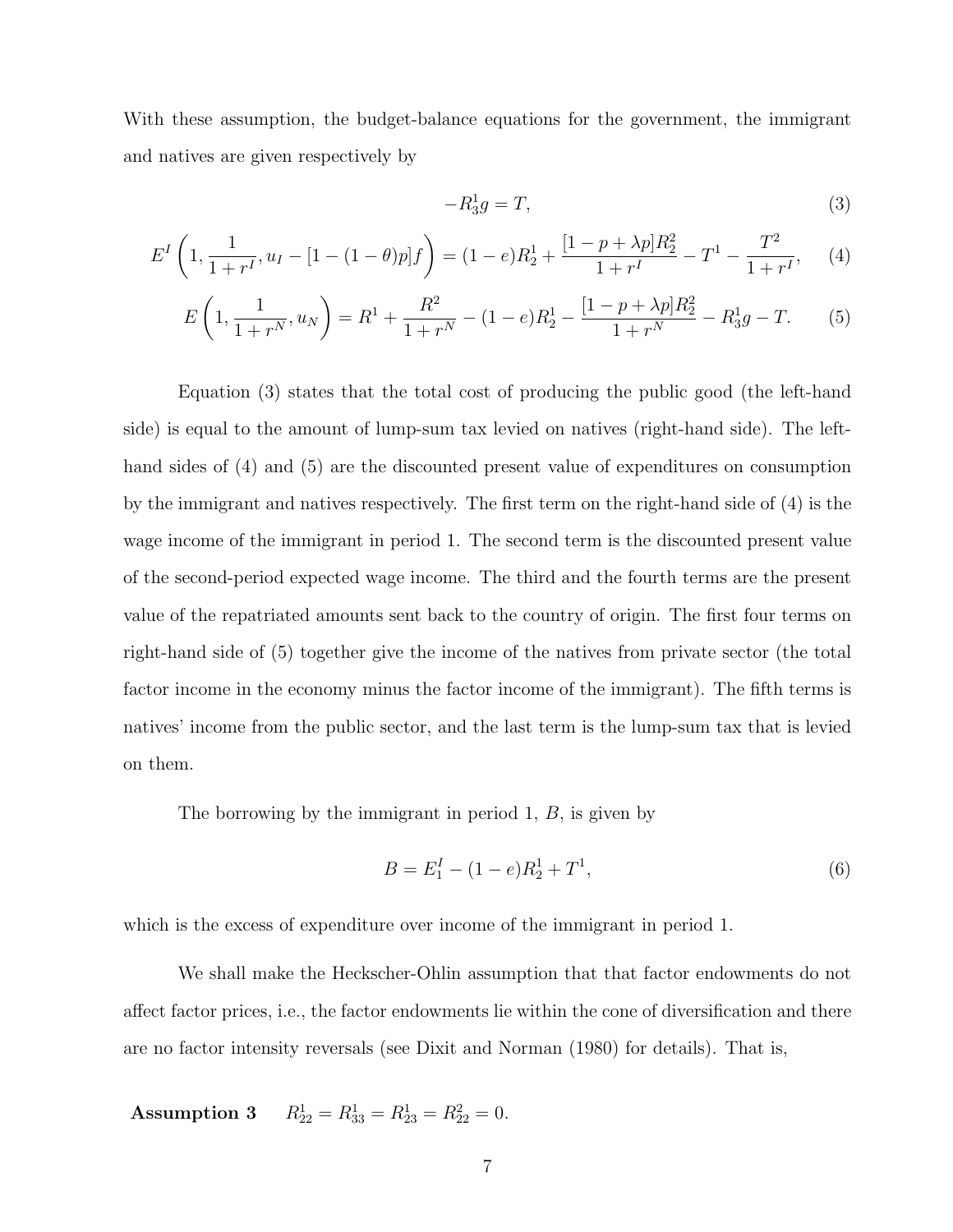With these assumption, the budget-balance equations for the government, the immigrant and natives are given respectively by

$$-R_3^1 g = T, \tag{3}$$

$$E^I\left(1, \frac{1}{1+r^I}, u_I - [1-(1-\theta)p]f\right) = (1-e)R_2^1 + \frac{[1-p+\lambda p]R_2^2}{1+r^I} - T^1 - \frac{T^2}{1+r^I}, \tag{4}$$

$$E\left(1, \frac{1}{1+r^N}, u_N\right) = R^1 + \frac{R^2}{1+r^N} - (1-e)R_2^1 - \frac{[1-p+\lambda p]R_2^2}{1+r^N} - R_3^1 g - T. \tag{5}$$

Equation (3) states that the total cost of producing the public good (the left-hand side) is equal to the amount of lump-sum tax levied on natives (right-hand side). The left-hand sides of (4) and (5) are the discounted present value of expenditures on consumption by the immigrant and natives respectively. The first term on the right-hand side of (4) is the wage income of the immigrant in period 1. The second term is the discounted present value of the second-period expected wage income. The third and the fourth terms are the present value of the repatriated amounts sent back to the country of origin. The first four terms on right-hand side of (5) together give the income of the natives from private sector (the total factor income in the economy minus the factor income of the immigrant). The fifth terms is natives' income from the public sector, and the last term is the lump-sum tax that is levied on them.

The borrowing by the immigrant in period 1, $B$, is given by

$$B = E_1^I - (1-e)R_2^1 + T^1, \tag{6}$$

which is the excess of expenditure over income of the immigrant in period 1.

We shall make the Heckscher-Ohlin assumption that that factor endowments do not affect factor prices, i.e., the factor endowments lie within the cone of diversification and there are no factor intensity reversals (see Dixit and Norman (1980) for details). That is,

**Assumption 3** $\quad R_{22}^1 = R_{33}^1 = R_{23}^1 = R_{22}^2 = 0.$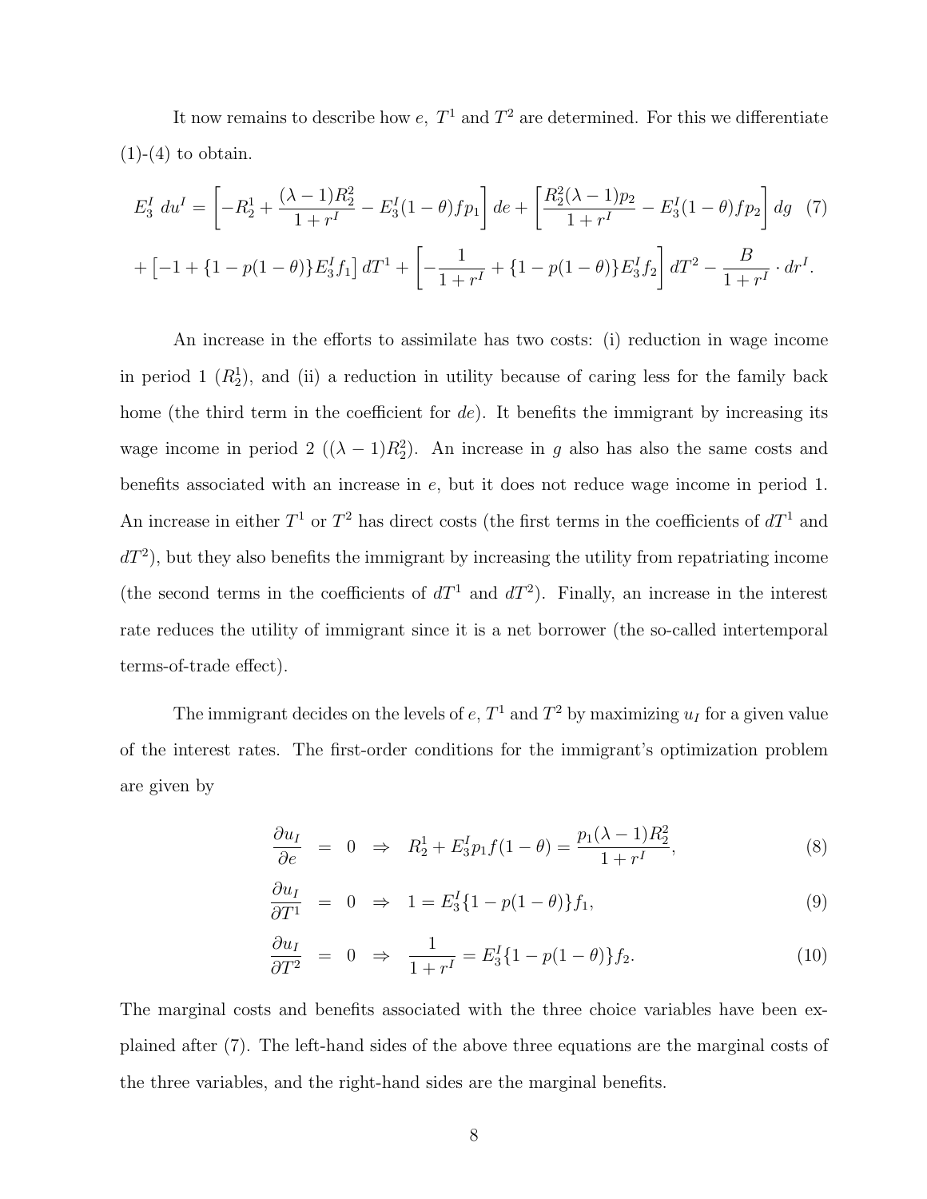It now remains to describe how $e$, $T^1$ and $T^2$ are determined. For this we differentiate (1)-(4) to obtain.

$$
E_3^I \; du^I = \left[ -R_2^1 + \frac{(\lambda-1)R_2^2}{1+r^I} - E_3^I(1-\theta) f p_1 \right] de + \left[ \frac{R_2^2(\lambda-1)p_2}{1+r^I} - E_3^I(1-\theta) f p_2 \right] dg \quad (7)
$$

$$
+ \left[ -1 + \{1 - p(1-\theta)\} E_3^I f_1 \right] dT^1 + \left[ -\frac{1}{1+r^I} + \{1-p(1-\theta)\} E_3^I f_2 \right] dT^2 - \frac{B}{1+r^I} \cdot dr^I.
$$

An increase in the efforts to assimilate has two costs: (i) reduction in wage income in period 1 ($R_2^1$), and (ii) a reduction in utility because of caring less for the family back home (the third term in the coefficient for $de$). It benefits the immigrant by increasing its wage income in period 2 ($(\lambda-1)R_2^2$). An increase in $g$ also has also the same costs and benefits associated with an increase in $e$, but it does not reduce wage income in period 1. An increase in either $T^1$ or $T^2$ has direct costs (the first terms in the coefficients of $dT^1$ and $dT^2$), but they also benefits the immigrant by increasing the utility from repatriating income (the second terms in the coefficients of $dT^1$ and $dT^2$). Finally, an increase in the interest rate reduces the utility of immigrant since it is a net borrower (the so-called intertemporal terms-of-trade effect).

The immigrant decides on the levels of $e$, $T^1$ and $T^2$ by maximizing $u_I$ for a given value of the interest rates. The first-order conditions for the immigrant's optimization problem are given by

$$
\frac{\partial u_I}{\partial e} = 0 \;\Rightarrow\; R_2^1 + E_3^I p_1 f(1-\theta) = \frac{p_1(\lambda-1)R_2^2}{1+r^I}, \quad (8)
$$

$$
\frac{\partial u_I}{\partial T^1} = 0 \;\Rightarrow\; 1 = E_3^I\{1-p(1-\theta)\} f_1, \quad (9)
$$

$$
\frac{\partial u_I}{\partial T^2} = 0 \;\Rightarrow\; \frac{1}{1+r^I} = E_3^I\{1-p(1-\theta)\} f_2. \quad (10)
$$

The marginal costs and benefits associated with the three choice variables have been explained after (7). The left-hand sides of the above three equations are the marginal costs of the three variables, and the right-hand sides are the marginal benefits.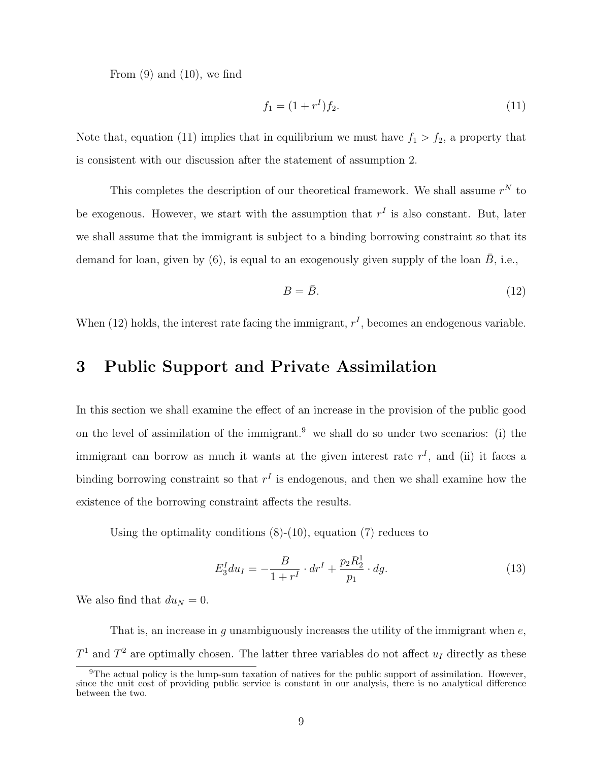From (9) and (10), we find

$$f_1 = (1 + r^I) f_2. \tag{11}$$

Note that, equation (11) implies that in equilibrium we must have $f_1 > f_2$, a property that is consistent with our discussion after the statement of assumption 2.

This completes the description of our theoretical framework. We shall assume $r^N$ to be exogenous. However, we start with the assumption that $r^I$ is also constant. But, later we shall assume that the immigrant is subject to a binding borrowing constraint so that its demand for loan, given by (6), is equal to an exogenously given supply of the loan $\bar{B}$, i.e.,

$$B = \bar{B}. \tag{12}$$

When (12) holds, the interest rate facing the immigrant, $r^I$, becomes an endogenous variable.

# 3 Public Support and Private Assimilation

In this section we shall examine the effect of an increase in the provision of the public good on the level of assimilation of the immigrant.[9] we shall do so under two scenarios: (i) the immigrant can borrow as much it wants at the given interest rate $r^I$, and (ii) it faces a binding borrowing constraint so that $r^I$ is endogenous, and then we shall examine how the existence of the borrowing constraint affects the results.

Using the optimality conditions (8)-(10), equation (7) reduces to

$$E_3^I du_I = -\frac{B}{1 + r^I} \cdot dr^I + \frac{p_2 R_2^1}{p_1} \cdot dg. \tag{13}$$

We also find that $du_N = 0$.

That is, an increase in $g$ unambiguously increases the utility of the immigrant when $e$, $T^1$ and $T^2$ are optimally chosen. The latter three variables do not affect $u_I$ directly as these

[9] The actual policy is the lump-sum taxation of natives for the public support of assimilation. However, since the unit cost of providing public service is constant in our analysis, there is no analytical difference between the two.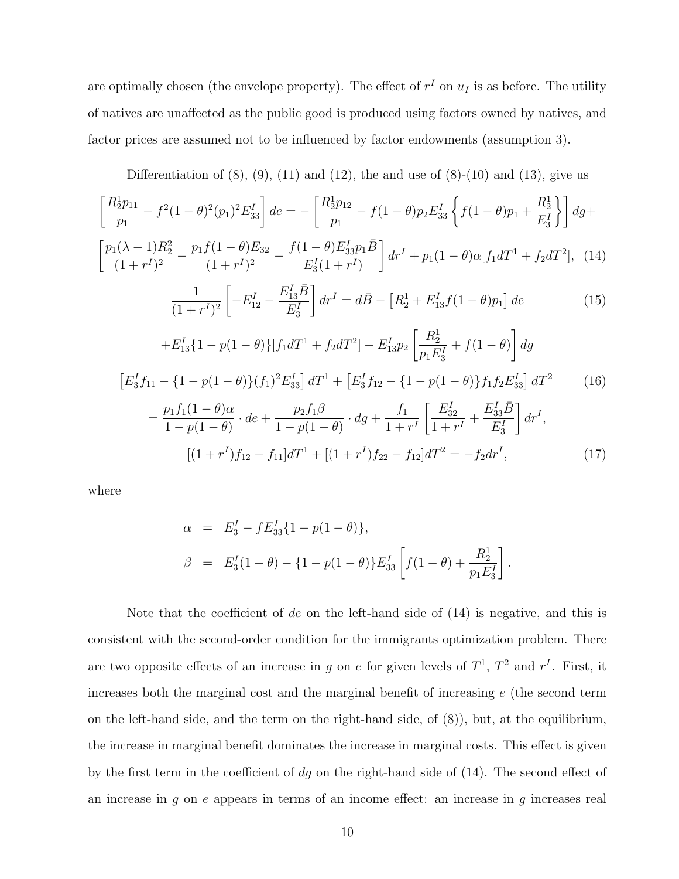are optimally chosen (the envelope property). The effect of $r^I$ on $u_I$ is as before. The utility of natives are unaffected as the public good is produced using factors owned by natives, and factor prices are assumed not to be influenced by factor endowments (assumption 3).

Differentiation of (8), (9), (11) and (12), the and use of (8)-(10) and (13), give us

$$\left[\frac{R_2^1 p_{11}}{p_1} - f^2(1-\theta)^2(p_1)^2 E_{33}^I\right] de = -\left[\frac{R_2^1 p_{12}}{p_1} - f(1-\theta)p_2 E_{33}^I\left\{f(1-\theta)p_1 + \frac{R_2^1}{E_3^I}\right\}\right] dg +$$

$$\left[\frac{p_1(\lambda-1)R_2^2}{(1+r^I)^2} - \frac{p_1 f(1-\theta)E_{32}}{(1+r^I)^2} - \frac{f(1-\theta)E_{33}^I p_1 \bar{B}}{E_3^I(1+r^I)}\right] dr^I + p_1(1-\theta)\alpha[f_1 dT^1 + f_2 dT^2], \quad (14)$$

$$\frac{1}{(1+r^I)^2}\left[-E_{12}^I - \frac{E_{13}^I \bar{B}}{E_3^I}\right] dr^I = d\bar{B} - \left[R_2^1 + E_{13}^I f(1-\theta)p_1\right] de \quad (15)$$

$$+E_{13}^I\{1-p(1-\theta)\}[f_1 dT^1 + f_2 dT^2] - E_{13}^I p_2\left[\frac{R_2^1}{p_1 E_3^I} + f(1-\theta)\right] dg$$

$$\left[E_3^I f_{11} - \{1-p(1-\theta)\}(f_1)^2 E_{33}^I\right] dT^1 + \left[E_3^I f_{12} - \{1-p(1-\theta)\} f_1 f_2 E_{33}^I\right] dT^2 \quad (16)$$

$$= \frac{p_1 f_1(1-\theta)\alpha}{1-p(1-\theta)} \cdot de + \frac{p_2 f_1 \beta}{1-p(1-\theta)} \cdot dg + \frac{f_1}{1+r^I}\left[\frac{E_{32}^I}{1+r^I} + \frac{E_{33}^I \bar{B}}{E_3^I}\right] dr^I,$$

$$[(1+r^I)f_{12} - f_{11}]dT^1 + [(1+r^I)f_{22} - f_{12}]dT^2 = -f_2 dr^I, \quad (17)$$

where

$$\alpha = E_3^I - f E_{33}^I\{1-p(1-\theta)\},$$

$$\beta = E_3^I(1-\theta) - \{1-p(1-\theta)\}E_{33}^I\left[f(1-\theta) + \frac{R_2^1}{p_1 E_3^I}\right].$$

Note that the coefficient of $de$ on the left-hand side of (14) is negative, and this is consistent with the second-order condition for the immigrants optimization problem. There are two opposite effects of an increase in $g$ on $e$ for given levels of $T^1$, $T^2$ and $r^I$. First, it increases both the marginal cost and the marginal benefit of increasing $e$ (the second term on the left-hand side, and the term on the right-hand side, of (8)), but, at the equilibrium, the increase in marginal benefit dominates the increase in marginal costs. This effect is given by the first term in the coefficient of $dg$ on the right-hand side of (14). The second effect of an increase in $g$ on $e$ appears in terms of an income effect: an increase in $g$ increases real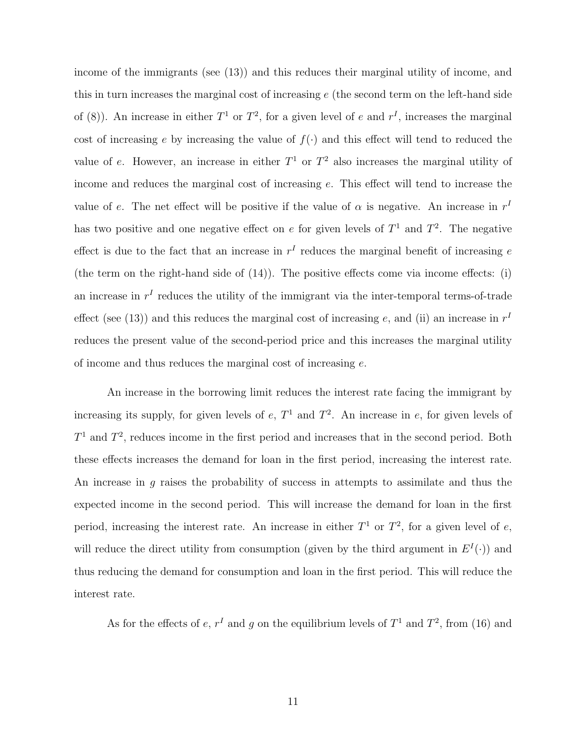income of the immigrants (see (13)) and this reduces their marginal utility of income, and this in turn increases the marginal cost of increasing $e$ (the second term on the left-hand side of (8)). An increase in either $T^1$ or $T^2$, for a given level of $e$ and $r^I$, increases the marginal cost of increasing $e$ by increasing the value of $f(\cdot)$ and this effect will tend to reduced the value of $e$. However, an increase in either $T^1$ or $T^2$ also increases the marginal utility of income and reduces the marginal cost of increasing $e$. This effect will tend to increase the value of $e$. The net effect will be positive if the value of $\alpha$ is negative. An increase in $r^I$ has two positive and one negative effect on $e$ for given levels of $T^1$ and $T^2$. The negative effect is due to the fact that an increase in $r^I$ reduces the marginal benefit of increasing $e$ (the term on the right-hand side of (14)). The positive effects come via income effects: (i) an increase in $r^I$ reduces the utility of the immigrant via the inter-temporal terms-of-trade effect (see (13)) and this reduces the marginal cost of increasing $e$, and (ii) an increase in $r^I$ reduces the present value of the second-period price and this increases the marginal utility of income and thus reduces the marginal cost of increasing $e$.

An increase in the borrowing limit reduces the interest rate facing the immigrant by increasing its supply, for given levels of $e$, $T^1$ and $T^2$. An increase in $e$, for given levels of $T^1$ and $T^2$, reduces income in the first period and increases that in the second period. Both these effects increases the demand for loan in the first period, increasing the interest rate. An increase in $g$ raises the probability of success in attempts to assimilate and thus the expected income in the second period. This will increase the demand for loan in the first period, increasing the interest rate. An increase in either $T^1$ or $T^2$, for a given level of $e$, will reduce the direct utility from consumption (given by the third argument in $E^I(\cdot)$) and thus reducing the demand for consumption and loan in the first period. This will reduce the interest rate.

As for the effects of $e$, $r^I$ and $g$ on the equilibrium levels of $T^1$ and $T^2$, from (16) and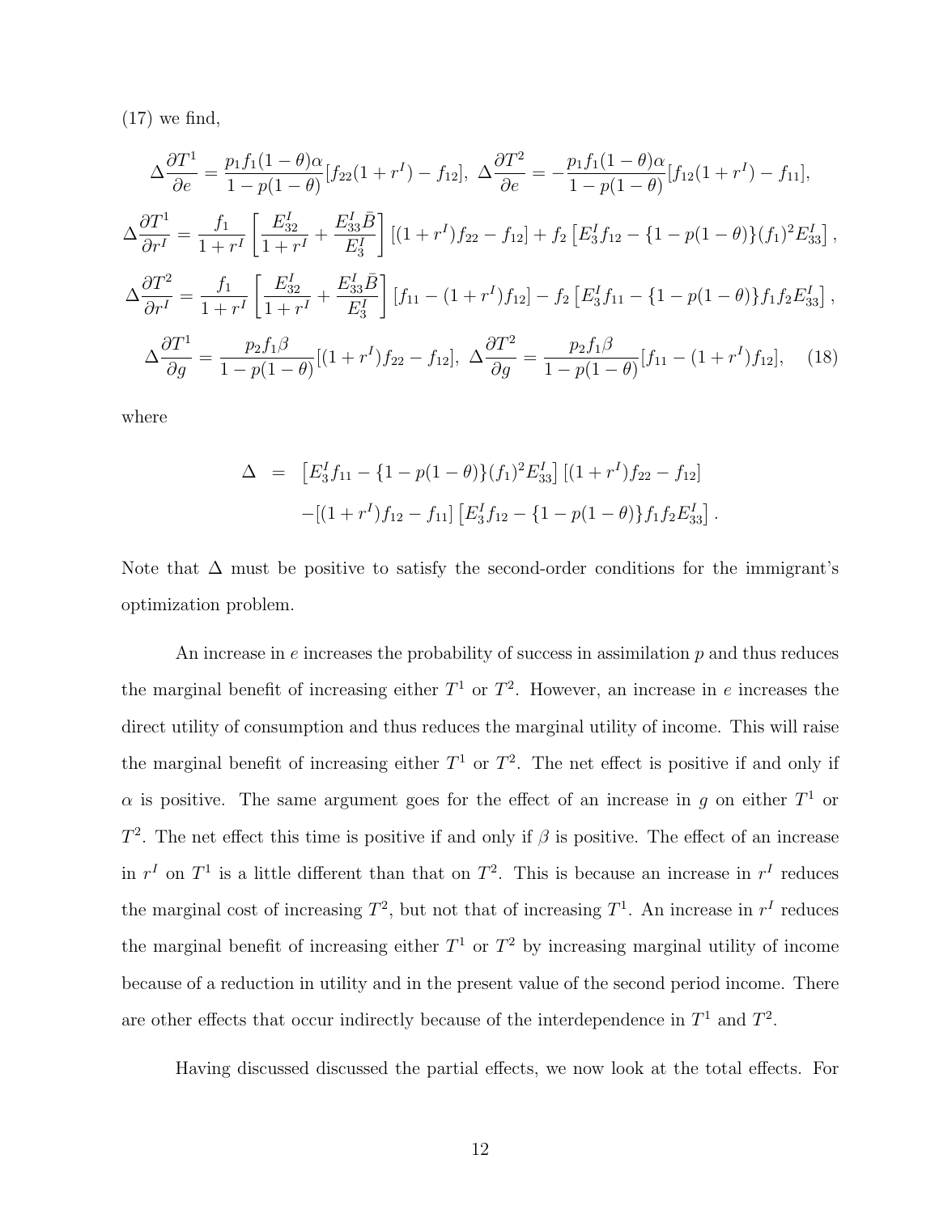(17) we find,

$$
\Delta\frac{\partial T^1}{\partial e} = \frac{p_1 f_1(1-\theta)\alpha}{1-p(1-\theta)}[f_{22}(1+r^I) - f_{12}],\ \Delta\frac{\partial T^2}{\partial e} = -\frac{p_1 f_1(1-\theta)\alpha}{1-p(1-\theta)}[f_{12}(1+r^I) - f_{11}],
$$

$$
\Delta\frac{\partial T^1}{\partial r^I} = \frac{f_1}{1+r^I}\left[\frac{E^I_{32}}{1+r^I} + \frac{E^I_{33}\bar{B}}{E^I_3}\right][(1+r^I)f_{22} - f_{12}] + f_2\left[E^I_3 f_{12} - \{1-p(1-\theta)\}(f_1)^2 E^I_{33}\right],
$$

$$
\Delta\frac{\partial T^2}{\partial r^I} = \frac{f_1}{1+r^I}\left[\frac{E^I_{32}}{1+r^I} + \frac{E^I_{33}\bar{B}}{E^I_3}\right][f_{11} - (1+r^I)f_{12}] - f_2\left[E^I_3 f_{11} - \{1-p(1-\theta)\}f_1 f_2 E^I_{33}\right],
$$

$$
\Delta\frac{\partial T^1}{\partial g} = \frac{p_2 f_1 \beta}{1-p(1-\theta)}[(1+r^I)f_{22} - f_{12}],\ \Delta\frac{\partial T^2}{\partial g} = \frac{p_2 f_1 \beta}{1-p(1-\theta)}[f_{11} - (1+r^I)f_{12}], \quad (18)
$$

where

$$
\begin{aligned}
\Delta &= \left[E^I_3 f_{11} - \{1-p(1-\theta)\}(f_1)^2 E^I_{33}\right][(1+r^I)f_{22} - f_{12}] \\
&\quad - [(1+r^I)f_{12} - f_{11}]\left[E^I_3 f_{12} - \{1-p(1-\theta)\}f_1 f_2 E^I_{33}\right].
\end{aligned}
$$

Note that $\Delta$ must be positive to satisfy the second-order conditions for the immigrant's optimization problem.

An increase in $e$ increases the probability of success in assimilation $p$ and thus reduces the marginal benefit of increasing either $T^1$ or $T^2$. However, an increase in $e$ increases the direct utility of consumption and thus reduces the marginal utility of income. This will raise the marginal benefit of increasing either $T^1$ or $T^2$. The net effect is positive if and only if $\alpha$ is positive. The same argument goes for the effect of an increase in $g$ on either $T^1$ or $T^2$. The net effect this time is positive if and only if $\beta$ is positive. The effect of an increase in $r^I$ on $T^1$ is a little different than that on $T^2$. This is because an increase in $r^I$ reduces the marginal cost of increasing $T^2$, but not that of increasing $T^1$. An increase in $r^I$ reduces the marginal benefit of increasing either $T^1$ or $T^2$ by increasing marginal utility of income because of a reduction in utility and in the present value of the second period income. There are other effects that occur indirectly because of the interdependence in $T^1$ and $T^2$.

Having discussed discussed the partial effects, we now look at the total effects. For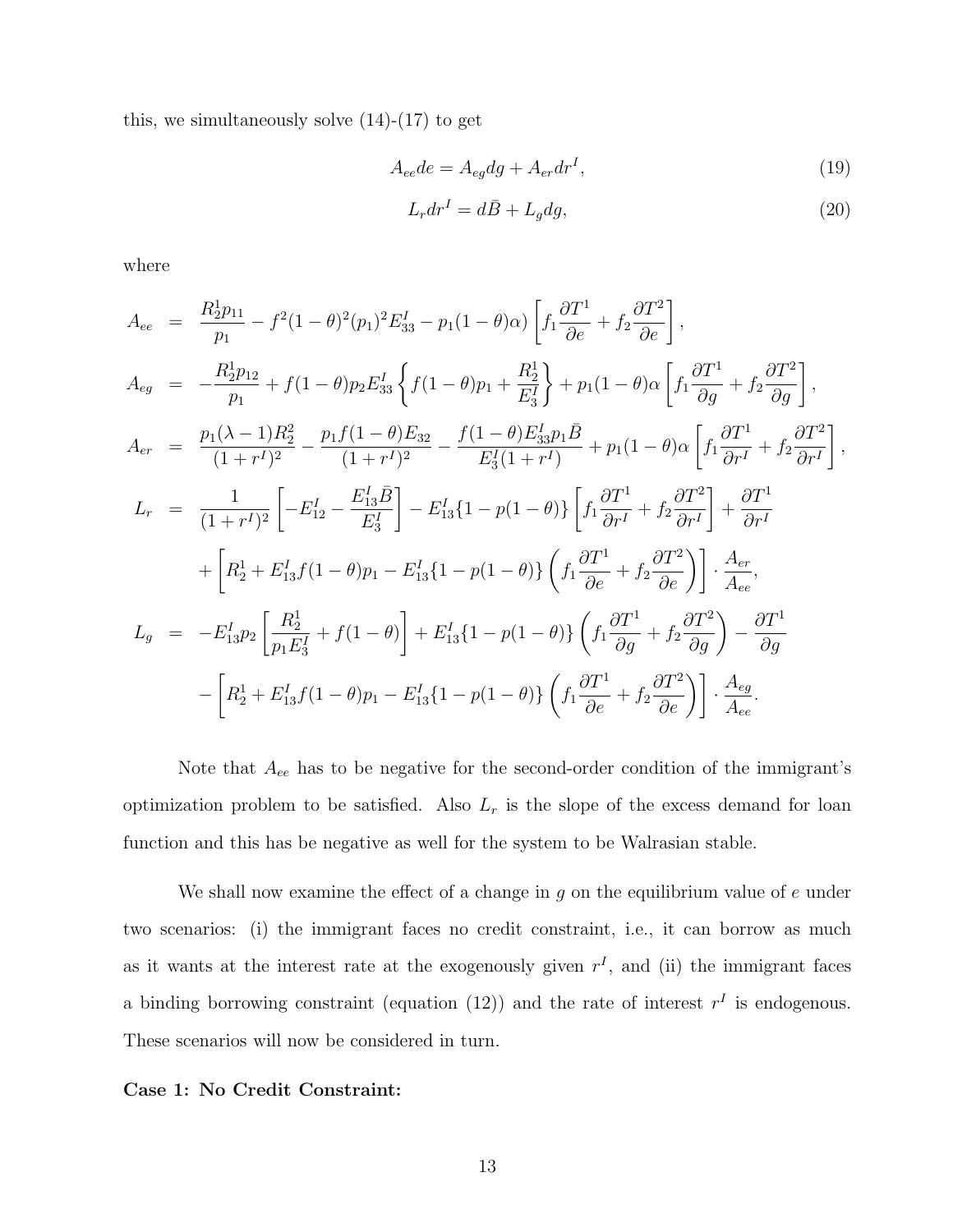this, we simultaneously solve (14)-(17) to get

$$A_{ee}de = A_{eg}dg + A_{er}dr^I, \tag{19}$$

$$L_r dr^I = d\bar{B} + L_g dg, \tag{20}$$

where

$$
\begin{aligned}
A_{ee} &= \frac{R_2^1 p_{11}}{p_1} - f^2(1-\theta)^2(p_1)^2 E_{33}^I - p_1(1-\theta)\alpha)\left[f_1\frac{\partial T^1}{\partial e} + f_2\frac{\partial T^2}{\partial e}\right], \\
A_{eg} &= -\frac{R_2^1 p_{12}}{p_1} + f(1-\theta)p_2 E_{33}^I\left\{f(1-\theta)p_1 + \frac{R_2^1}{E_3^I}\right\} + p_1(1-\theta)\alpha\left[f_1\frac{\partial T^1}{\partial g} + f_2\frac{\partial T^2}{\partial g}\right], \\
A_{er} &= \frac{p_1(\lambda-1)R_2^2}{(1+r^I)^2} - \frac{p_1 f(1-\theta)E_{32}}{(1+r^I)^2} - \frac{f(1-\theta)E_{33}^I p_1 \bar{B}}{E_3^I(1+r^I)} + p_1(1-\theta)\alpha\left[f_1\frac{\partial T^1}{\partial r^I} + f_2\frac{\partial T^2}{\partial r^I}\right], \\
L_r &= \frac{1}{(1+r^I)^2}\left[-E_{12}^I - \frac{E_{13}^I\bar{B}}{E_3^I}\right] - E_{13}^I\{1-p(1-\theta)\}\left[f_1\frac{\partial T^1}{\partial r^I} + f_2\frac{\partial T^2}{\partial r^I}\right] + \frac{\partial T^1}{\partial r^I} \\
&\quad + \left[R_2^1 + E_{13}^I f(1-\theta)p_1 - E_{13}^I\{1-p(1-\theta)\}\left(f_1\frac{\partial T^1}{\partial e} + f_2\frac{\partial T^2}{\partial e}\right)\right]\cdot\frac{A_{er}}{A_{ee}}, \\
L_g &= -E_{13}^I p_2\left[\frac{R_2^1}{p_1 E_3^I} + f(1-\theta)\right] + E_{13}^I\{1-p(1-\theta)\}\left(f_1\frac{\partial T^1}{\partial g} + f_2\frac{\partial T^2}{\partial g}\right) - \frac{\partial T^1}{\partial g} \\
&\quad - \left[R_2^1 + E_{13}^I f(1-\theta)p_1 - E_{13}^I\{1-p(1-\theta)\}\left(f_1\frac{\partial T^1}{\partial e} + f_2\frac{\partial T^2}{\partial e}\right)\right]\cdot\frac{A_{eg}}{A_{ee}}.
\end{aligned}
$$

Note that $A_{ee}$ has to be negative for the second-order condition of the immigrant's optimization problem to be satisfied. Also $L_r$ is the slope of the excess demand for loan function and this has be negative as well for the system to be Walrasian stable.

We shall now examine the effect of a change in $g$ on the equilibrium value of $e$ under two scenarios: (i) the immigrant faces no credit constraint, i.e., it can borrow as much as it wants at the interest rate at the exogenously given $r^I$, and (ii) the immigrant faces a binding borrowing constraint (equation (12)) and the rate of interest $r^I$ is endogenous. These scenarios will now be considered in turn.

**Case 1: No Credit Constraint:**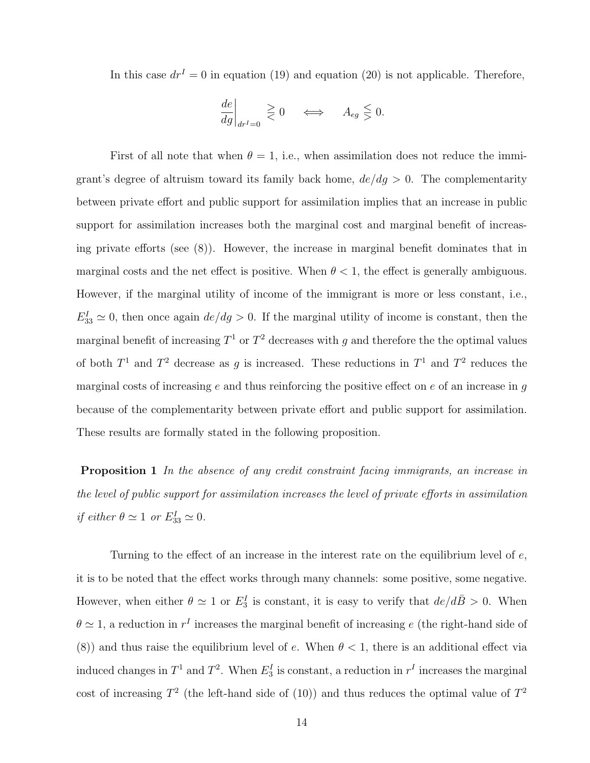In this case $dr^I = 0$ in equation (19) and equation (20) is not applicable. Therefore,

$$\left.\frac{de}{dg}\right|_{dr^I=0} \gtreqless 0 \quad \iff \quad A_{eg} \lesseqgtr 0.$$

First of all note that when $\theta = 1$, i.e., when assimilation does not reduce the immigrant's degree of altruism toward its family back home, $de/dg > 0$. The complementarity between private effort and public support for assimilation implies that an increase in public support for assimilation increases both the marginal cost and marginal benefit of increasing private efforts (see (8)). However, the increase in marginal benefit dominates that in marginal costs and the net effect is positive. When $\theta < 1$, the effect is generally ambiguous. However, if the marginal utility of income of the immigrant is more or less constant, i.e., $E^I_{33} \simeq 0$, then once again $de/dg > 0$. If the marginal utility of income is constant, then the marginal benefit of increasing $T^1$ or $T^2$ decreases with $g$ and therefore the the optimal values of both $T^1$ and $T^2$ decrease as $g$ is increased. These reductions in $T^1$ and $T^2$ reduces the marginal costs of increasing $e$ and thus reinforcing the positive effect on $e$ of an increase in $g$ because of the complementarity between private effort and public support for assimilation. These results are formally stated in the following proposition.

**Proposition 1** *In the absence of any credit constraint facing immigrants, an increase in the level of public support for assimilation increases the level of private efforts in assimilation if either* $\theta \simeq 1$ *or* $E^I_{33} \simeq 0$.

Turning to the effect of an increase in the interest rate on the equilibrium level of $e$, it is to be noted that the effect works through many channels: some positive, some negative. However, when either $\theta \simeq 1$ or $E^I_3$ is constant, it is easy to verify that $de/d\bar{B} > 0$. When $\theta \simeq 1$, a reduction in $r^I$ increases the marginal benefit of increasing $e$ (the right-hand side of (8)) and thus raise the equilibrium level of $e$. When $\theta < 1$, there is an additional effect via induced changes in $T^1$ and $T^2$. When $E^I_3$ is constant, a reduction in $r^I$ increases the marginal cost of increasing $T^2$ (the left-hand side of (10)) and thus reduces the optimal value of $T^2$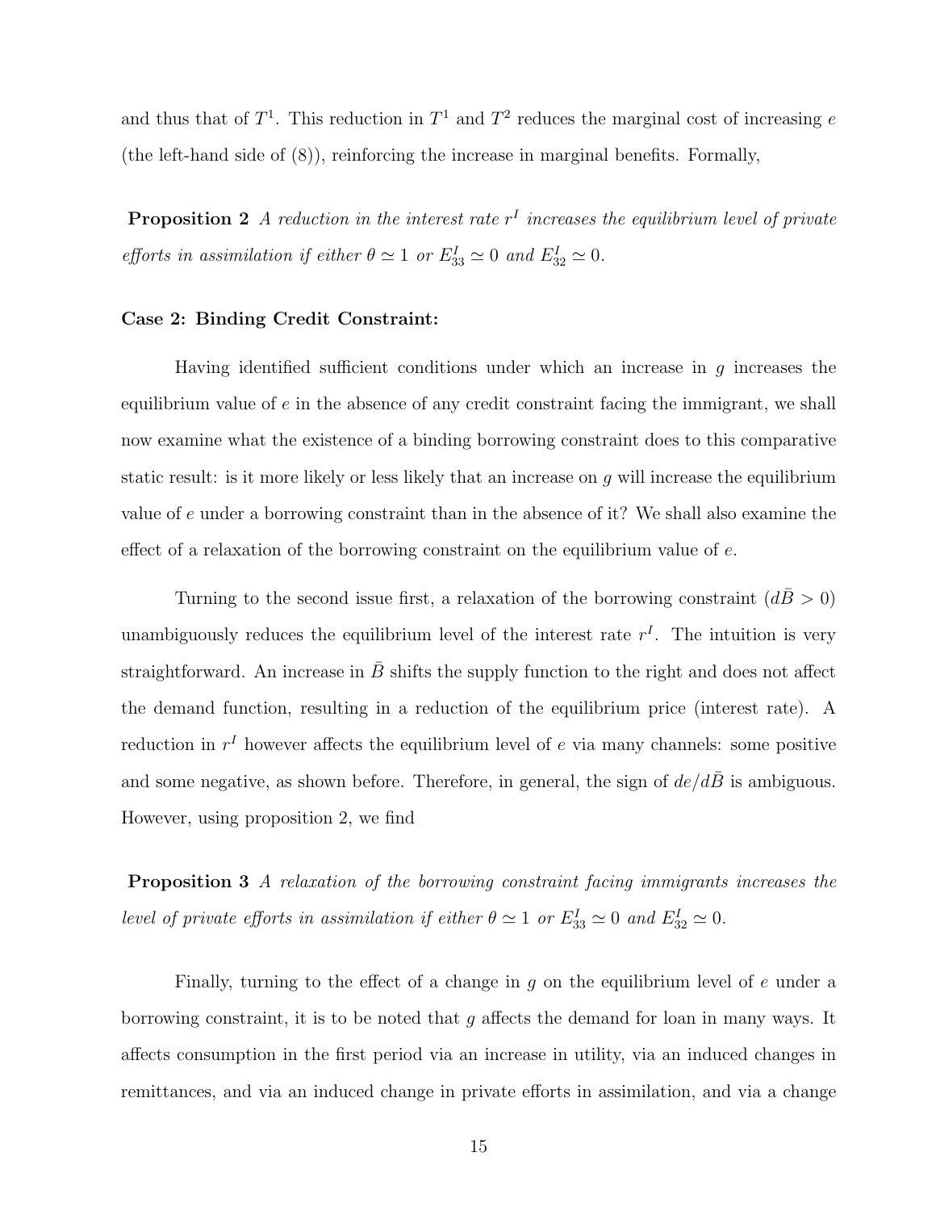and thus that of $T^1$. This reduction in $T^1$ and $T^2$ reduces the marginal cost of increasing $e$ (the left-hand side of (8)), reinforcing the increase in marginal benefits. Formally,

**Proposition 2** *A reduction in the interest rate $r^I$ increases the equilibrium level of private efforts in assimilation if either $\theta \simeq 1$ or $E^I_{33} \simeq 0$ and $E^I_{32} \simeq 0$.*

**Case 2: Binding Credit Constraint:**

Having identified sufficient conditions under which an increase in $g$ increases the equilibrium value of $e$ in the absence of any credit constraint facing the immigrant, we shall now examine what the existence of a binding borrowing constraint does to this comparative static result: is it more likely or less likely that an increase on $g$ will increase the equilibrium value of $e$ under a borrowing constraint than in the absence of it? We shall also examine the effect of a relaxation of the borrowing constraint on the equilibrium value of $e$.

Turning to the second issue first, a relaxation of the borrowing constraint ($d\bar{B} > 0$) unambiguously reduces the equilibrium level of the interest rate $r^I$. The intuition is very straightforward. An increase in $\bar{B}$ shifts the supply function to the right and does not affect the demand function, resulting in a reduction of the equilibrium price (interest rate). A reduction in $r^I$ however affects the equilibrium level of $e$ via many channels: some positive and some negative, as shown before. Therefore, in general, the sign of $de/d\bar{B}$ is ambiguous. However, using proposition 2, we find

**Proposition 3** *A relaxation of the borrowing constraint facing immigrants increases the level of private efforts in assimilation if either $\theta \simeq 1$ or $E^I_{33} \simeq 0$ and $E^I_{32} \simeq 0$.*

Finally, turning to the effect of a change in $g$ on the equilibrium level of $e$ under a borrowing constraint, it is to be noted that $g$ affects the demand for loan in many ways. It affects consumption in the first period via an increase in utility, via an induced changes in remittances, and via an induced change in private efforts in assimilation, and via a change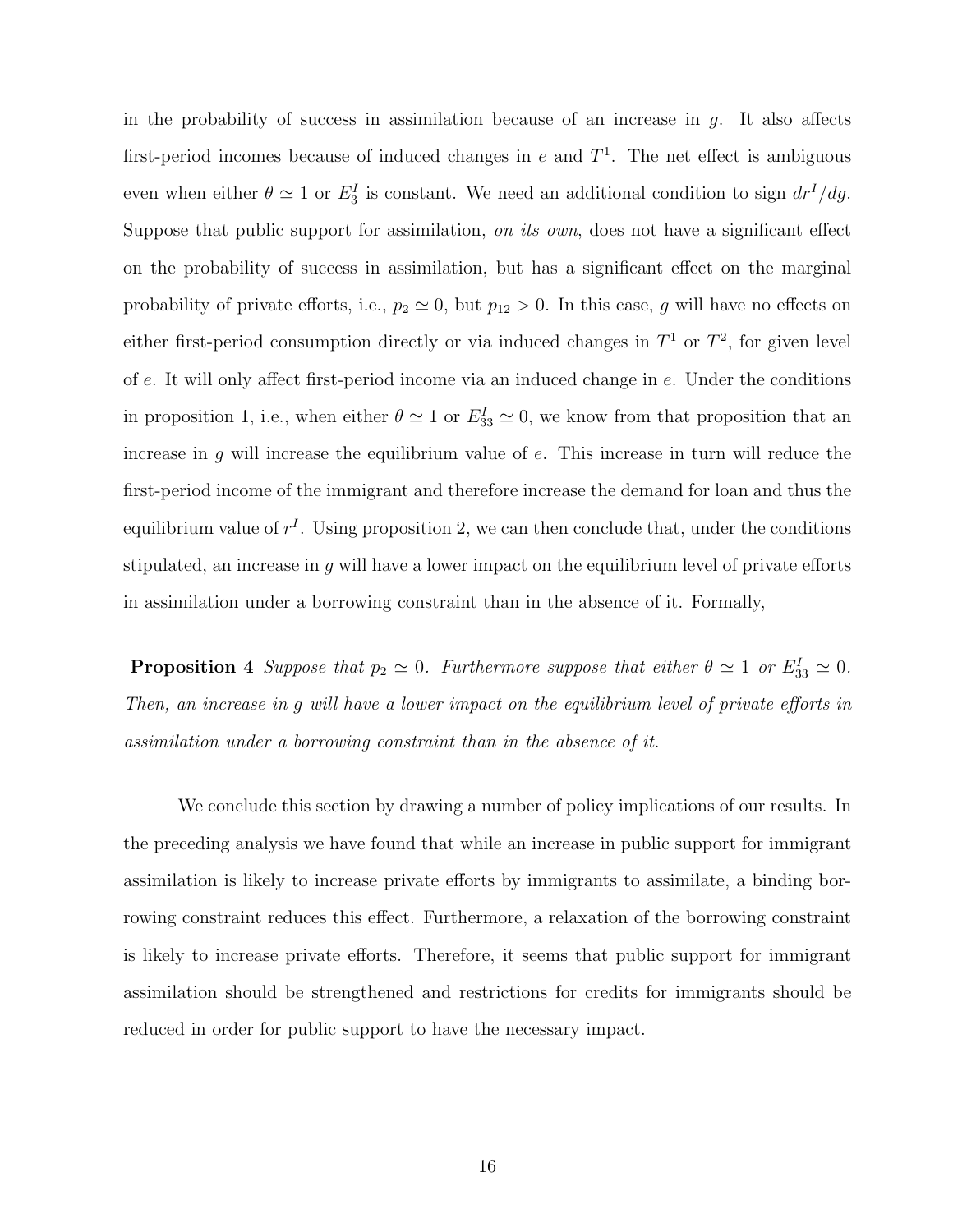in the probability of success in assimilation because of an increase in $g$. It also affects first-period incomes because of induced changes in $e$ and $T^1$. The net effect is ambiguous even when either $\theta \simeq 1$ or $E_3^I$ is constant. We need an additional condition to sign $dr^I/dg$. Suppose that public support for assimilation, *on its own*, does not have a significant effect on the probability of success in assimilation, but has a significant effect on the marginal probability of private efforts, i.e., $p_2 \simeq 0$, but $p_{12} > 0$. In this case, $g$ will have no effects on either first-period consumption directly or via induced changes in $T^1$ or $T^2$, for given level of $e$. It will only affect first-period income via an induced change in $e$. Under the conditions in proposition 1, i.e., when either $\theta \simeq 1$ or $E_{33}^I \simeq 0$, we know from that proposition that an increase in $g$ will increase the equilibrium value of $e$. This increase in turn will reduce the first-period income of the immigrant and therefore increase the demand for loan and thus the equilibrium value of $r^I$. Using proposition 2, we can then conclude that, under the conditions stipulated, an increase in $g$ will have a lower impact on the equilibrium level of private efforts in assimilation under a borrowing constraint than in the absence of it. Formally,

**Proposition 4** *Suppose that $p_2 \simeq 0$. Furthermore suppose that either $\theta \simeq 1$ or $E_{33}^I \simeq 0$. Then, an increase in $g$ will have a lower impact on the equilibrium level of private efforts in assimilation under a borrowing constraint than in the absence of it.*

We conclude this section by drawing a number of policy implications of our results. In the preceding analysis we have found that while an increase in public support for immigrant assimilation is likely to increase private efforts by immigrants to assimilate, a binding borrowing constraint reduces this effect. Furthermore, a relaxation of the borrowing constraint is likely to increase private efforts. Therefore, it seems that public support for immigrant assimilation should be strengthened and restrictions for credits for immigrants should be reduced in order for public support to have the necessary impact.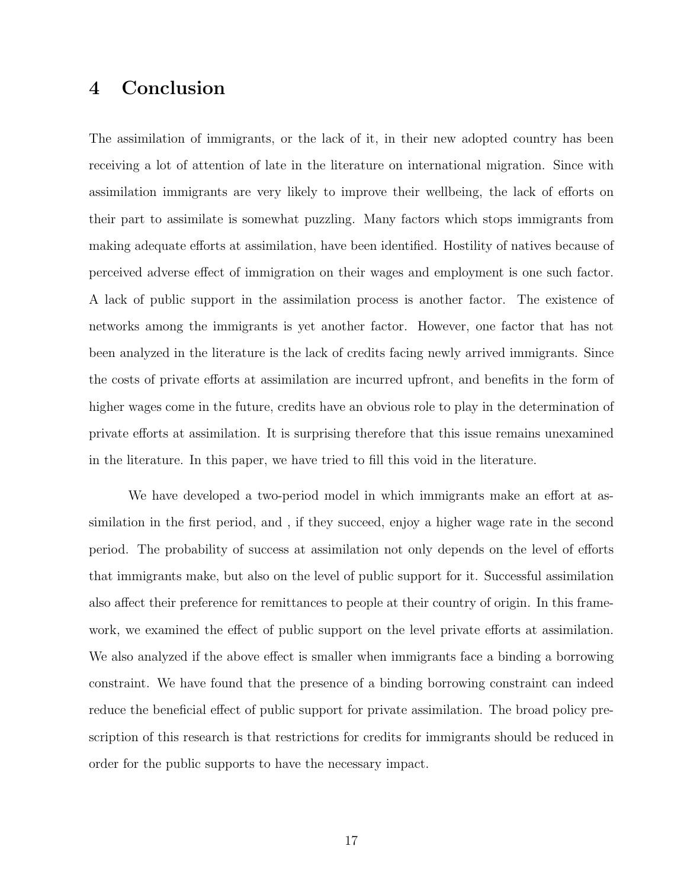## 4 Conclusion

The assimilation of immigrants, or the lack of it, in their new adopted country has been receiving a lot of attention of late in the literature on international migration. Since with assimilation immigrants are very likely to improve their wellbeing, the lack of efforts on their part to assimilate is somewhat puzzling. Many factors which stops immigrants from making adequate efforts at assimilation, have been identified. Hostility of natives because of perceived adverse effect of immigration on their wages and employment is one such factor. A lack of public support in the assimilation process is another factor. The existence of networks among the immigrants is yet another factor. However, one factor that has not been analyzed in the literature is the lack of credits facing newly arrived immigrants. Since the costs of private efforts at assimilation are incurred upfront, and benefits in the form of higher wages come in the future, credits have an obvious role to play in the determination of private efforts at assimilation. It is surprising therefore that this issue remains unexamined in the literature. In this paper, we have tried to fill this void in the literature.

We have developed a two-period model in which immigrants make an effort at assimilation in the first period, and , if they succeed, enjoy a higher wage rate in the second period. The probability of success at assimilation not only depends on the level of efforts that immigrants make, but also on the level of public support for it. Successful assimilation also affect their preference for remittances to people at their country of origin. In this framework, we examined the effect of public support on the level private efforts at assimilation. We also analyzed if the above effect is smaller when immigrants face a binding a borrowing constraint. We have found that the presence of a binding borrowing constraint can indeed reduce the beneficial effect of public support for private assimilation. The broad policy prescription of this research is that restrictions for credits for immigrants should be reduced in order for the public supports to have the necessary impact.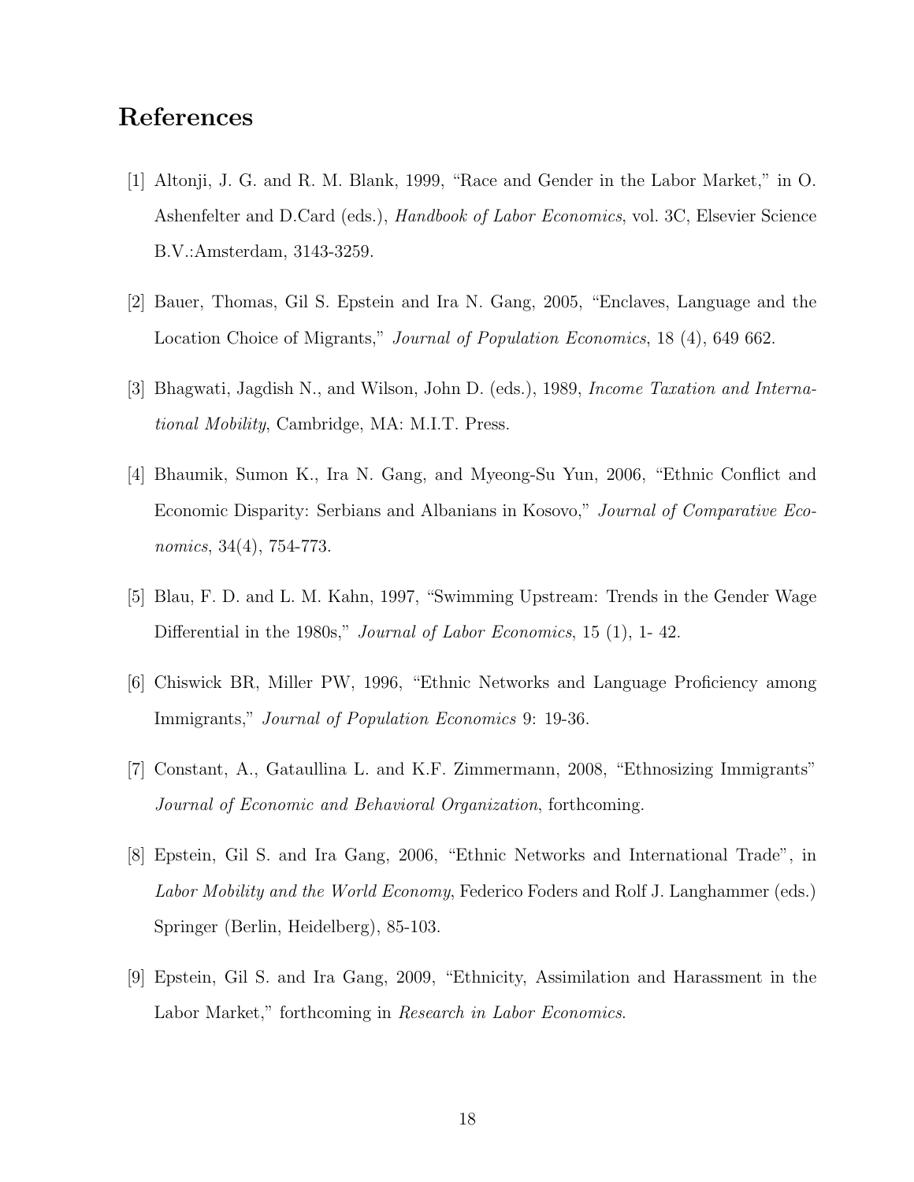# References

[1] Altonji, J. G. and R. M. Blank, 1999, "Race and Gender in the Labor Market," in O. Ashenfelter and D.Card (eds.), *Handbook of Labor Economics*, vol. 3C, Elsevier Science B.V.:Amsterdam, 3143-3259.

[2] Bauer, Thomas, Gil S. Epstein and Ira N. Gang, 2005, "Enclaves, Language and the Location Choice of Migrants," *Journal of Population Economics*, 18 (4), 649 662.

[3] Bhagwati, Jagdish N., and Wilson, John D. (eds.), 1989, *Income Taxation and International Mobility*, Cambridge, MA: M.I.T. Press.

[4] Bhaumik, Sumon K., Ira N. Gang, and Myeong-Su Yun, 2006, "Ethnic Conflict and Economic Disparity: Serbians and Albanians in Kosovo," *Journal of Comparative Economics*, 34(4), 754-773.

[5] Blau, F. D. and L. M. Kahn, 1997, "Swimming Upstream: Trends in the Gender Wage Differential in the 1980s," *Journal of Labor Economics*, 15 (1), 1- 42.

[6] Chiswick BR, Miller PW, 1996, "Ethnic Networks and Language Proficiency among Immigrants," *Journal of Population Economics* 9: 19-36.

[7] Constant, A., Gataullina L. and K.F. Zimmermann, 2008, "Ethnosizing Immigrants" *Journal of Economic and Behavioral Organization*, forthcoming.

[8] Epstein, Gil S. and Ira Gang, 2006, "Ethnic Networks and International Trade", in *Labor Mobility and the World Economy*, Federico Foders and Rolf J. Langhammer (eds.) Springer (Berlin, Heidelberg), 85-103.

[9] Epstein, Gil S. and Ira Gang, 2009, "Ethnicity, Assimilation and Harassment in the Labor Market," forthcoming in *Research in Labor Economics*.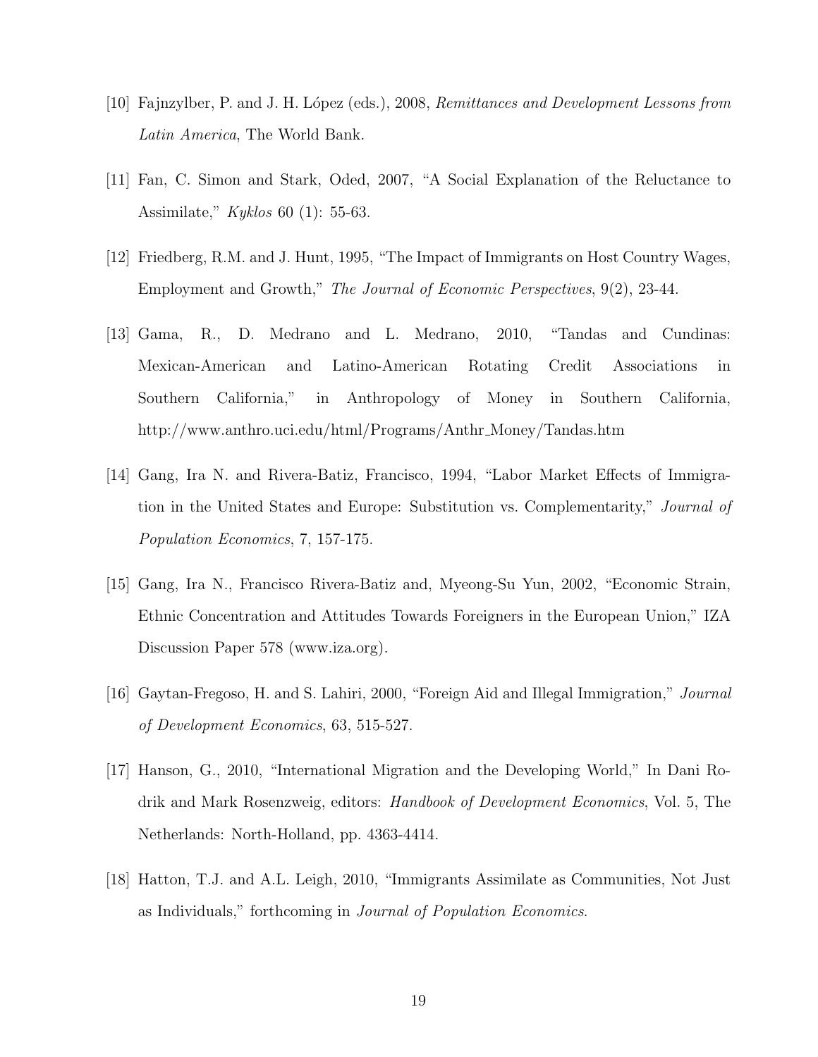[10] Fajnzylber, P. and J. H. López (eds.), 2008, *Remittances and Development Lessons from Latin America*, The World Bank.

[11] Fan, C. Simon and Stark, Oded, 2007, "A Social Explanation of the Reluctance to Assimilate," *Kyklos* 60 (1): 55-63.

[12] Friedberg, R.M. and J. Hunt, 1995, "The Impact of Immigrants on Host Country Wages, Employment and Growth," *The Journal of Economic Perspectives*, 9(2), 23-44.

[13] Gama, R., D. Medrano and L. Medrano, 2010, "Tandas and Cundinas: Mexican-American and Latino-American Rotating Credit Associations in Southern California," in Anthropology of Money in Southern California, http://www.anthro.uci.edu/html/Programs/Anthr_Money/Tandas.htm

[14] Gang, Ira N. and Rivera-Batiz, Francisco, 1994, "Labor Market Effects of Immigration in the United States and Europe: Substitution vs. Complementarity," *Journal of Population Economics*, 7, 157-175.

[15] Gang, Ira N., Francisco Rivera-Batiz and, Myeong-Su Yun, 2002, "Economic Strain, Ethnic Concentration and Attitudes Towards Foreigners in the European Union," IZA Discussion Paper 578 (www.iza.org).

[16] Gaytan-Fregoso, H. and S. Lahiri, 2000, "Foreign Aid and Illegal Immigration," *Journal of Development Economics*, 63, 515-527.

[17] Hanson, G., 2010, "International Migration and the Developing World," In Dani Rodrik and Mark Rosenzweig, editors: *Handbook of Development Economics*, Vol. 5, The Netherlands: North-Holland, pp. 4363-4414.

[18] Hatton, T.J. and A.L. Leigh, 2010, "Immigrants Assimilate as Communities, Not Just as Individuals," forthcoming in *Journal of Population Economics*.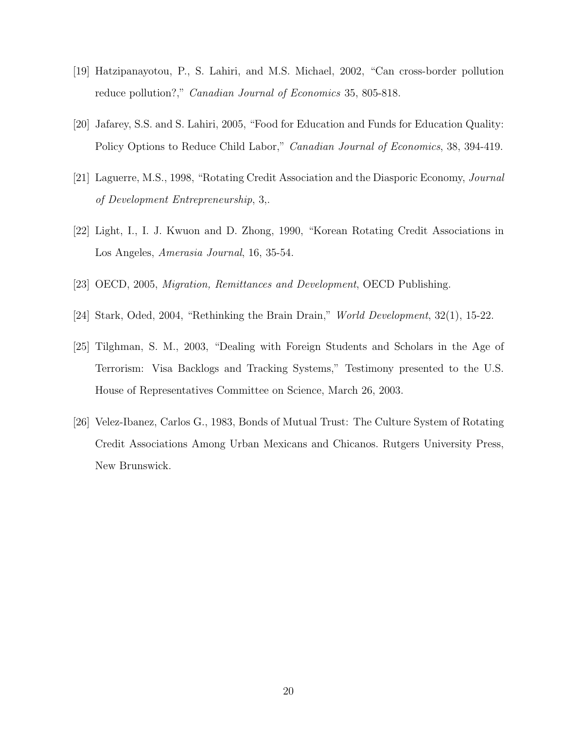[19] Hatzipanayotou, P., S. Lahiri, and M.S. Michael, 2002, "Can cross-border pollution reduce pollution?," *Canadian Journal of Economics* 35, 805-818.

[20] Jafarey, S.S. and S. Lahiri, 2005, "Food for Education and Funds for Education Quality: Policy Options to Reduce Child Labor," *Canadian Journal of Economics*, 38, 394-419.

[21] Laguerre, M.S., 1998, "Rotating Credit Association and the Diasporic Economy, *Journal of Development Entrepreneurship*, 3,.

[22] Light, I., I. J. Kwuon and D. Zhong, 1990, "Korean Rotating Credit Associations in Los Angeles, *Amerasia Journal*, 16, 35-54.

[23] OECD, 2005, *Migration, Remittances and Development*, OECD Publishing.

[24] Stark, Oded, 2004, "Rethinking the Brain Drain," *World Development*, 32(1), 15-22.

[25] Tilghman, S. M., 2003, "Dealing with Foreign Students and Scholars in the Age of Terrorism: Visa Backlogs and Tracking Systems," Testimony presented to the U.S. House of Representatives Committee on Science, March 26, 2003.

[26] Velez-Ibanez, Carlos G., 1983, Bonds of Mutual Trust: The Culture System of Rotating Credit Associations Among Urban Mexicans and Chicanos. Rutgers University Press, New Brunswick.